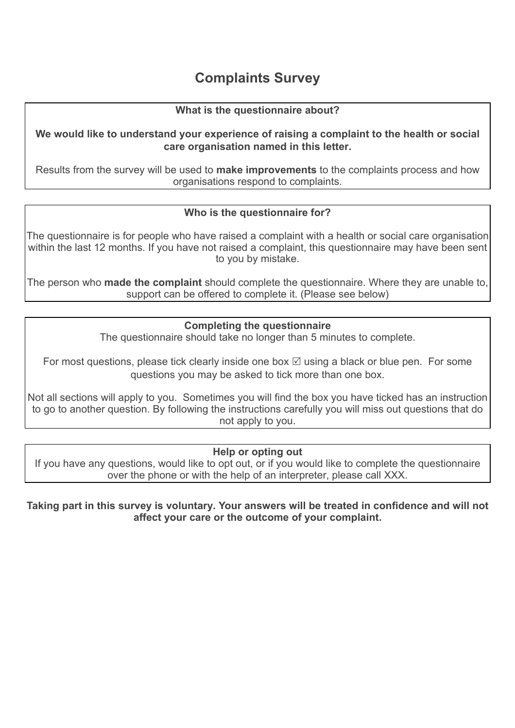# Complaints Survey

**What is the questionnaire about?**

**We would like to understand your experience of raising a complaint to the health or social care organisation named in this letter.**

Results from the survey will be used to **make improvements** to the complaints process and how organisations respond to complaints.

**Who is the questionnaire for?**

The questionnaire is for people who have raised a complaint with a health or social care organisation within the last 12 months. If you have not raised a complaint, this questionnaire may have been sent to you by mistake.

The person who **made the complaint** should complete the questionnaire. Where they are unable to, support can be offered to complete it. (Please see below)

**Completing the questionnaire**

The questionnaire should take no longer than 5 minutes to complete.

For most questions, please tick clearly inside one box ☑ using a black or blue pen. For some questions you may be asked to tick more than one box.

Not all sections will apply to you. Sometimes you will find the box you have ticked has an instruction to go to another question. By following the instructions carefully you will miss out questions that do not apply to you.

**Help or opting out**

If you have any questions, would like to opt out, or if you would like to complete the questionnaire over the phone or with the help of an interpreter, please call XXX.

**Taking part in this survey is voluntary. Your answers will be treated in confidence and will not affect your care or the outcome of your complaint.**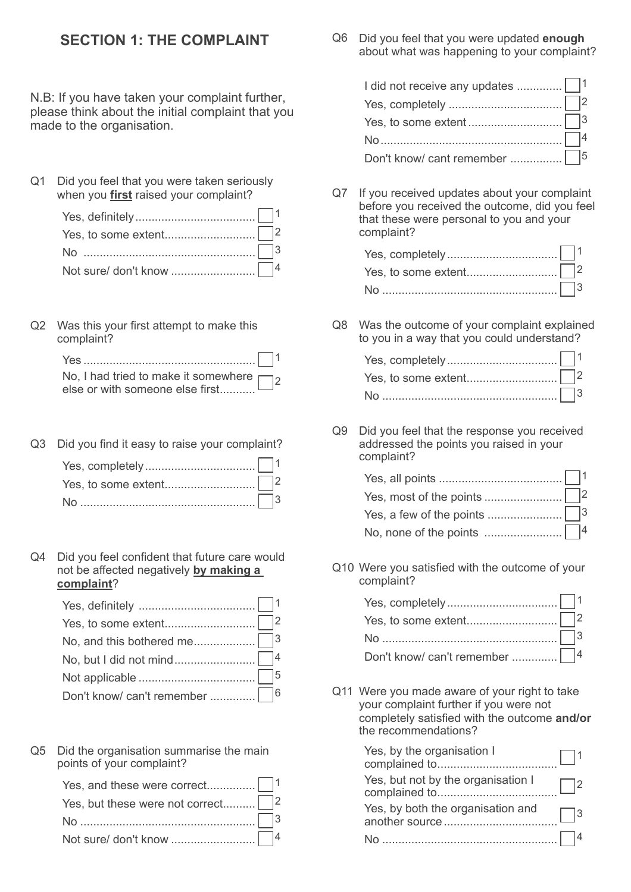## SECTION 1: THE COMPLAINT

N.B: If you have taken your complaint further, please think about the initial complaint that you made to the organisation.

Q1 Did you feel that you were taken seriously when you **first** raised your complaint?

- Yes, definitely .................................... 1
- Yes, to some extent........................... 2
- No .................................................... 3
- Not sure/ don't know .......................... 4

Q2 Was this your first attempt to make this complaint?

- Yes .................................................... 1
- No, I had tried to make it somewhere else or with someone else first........... 2

Q3 Did you find it easy to raise your complaint?

- Yes, completely ................................. 1
- Yes, to some extent........................... 2
- No ..................................................... 3

Q4 Did you feel confident that future care would not be affected negatively **by making a complaint**?

- Yes, definitely ................................... 1
- Yes, to some extent........................... 2
- No, and this bothered me................... 3
- No, but I did not mind......................... 4
- Not applicable ................................... 5
- Don't know/ can't remember ............. 6

Q5 Did the organisation summarise the main points of your complaint?

- Yes, and these were correct............... 1
- Yes, but these were not correct.......... 2
- No ..................................................... 3
- Not sure/ don't know .......................... 4

Q6 Did you feel that you were updated **enough** about what was happening to your complaint?

- I did not receive any updates ............. 1
- Yes, completely .................................. 2
- Yes, to some extent ............................ 3
- No....................................................... 4
- Don't know/ cant remember ............... 5

Q7 If you received updates about your complaint before you received the outcome, did you feel that these were personal to you and your complaint?

- Yes, completely ................................. 1
- Yes, to some extent........................... 2
- No ..................................................... 3

Q8 Was the outcome of your complaint explained to you in a way that you could understand?

- Yes, completely ................................. 1
- Yes, to some extent........................... 2
- No ..................................................... 3

Q9 Did you feel that the response you received addressed the points you raised in your complaint?

- Yes, all points ..................................... 1
- Yes, most of the points ........................ 2
- Yes, a few of the points ...................... 3
- No, none of the points ....................... 4

Q10 Were you satisfied with the outcome of your complaint?

- Yes, completely ................................. 1
- Yes, to some extent........................... 2
- No ..................................................... 3
- Don't know/ can't remember ............. 4

Q11 Were you made aware of your right to take your complaint further if you were not completely satisfied with the outcome **and/or** the recommendations?

- Yes, by the organisation I complained to.................................... 1
- Yes, but not by the organisation I complained to.................................... 2
- Yes, by both the organisation and another source .................................. 3
- No ..................................................... 4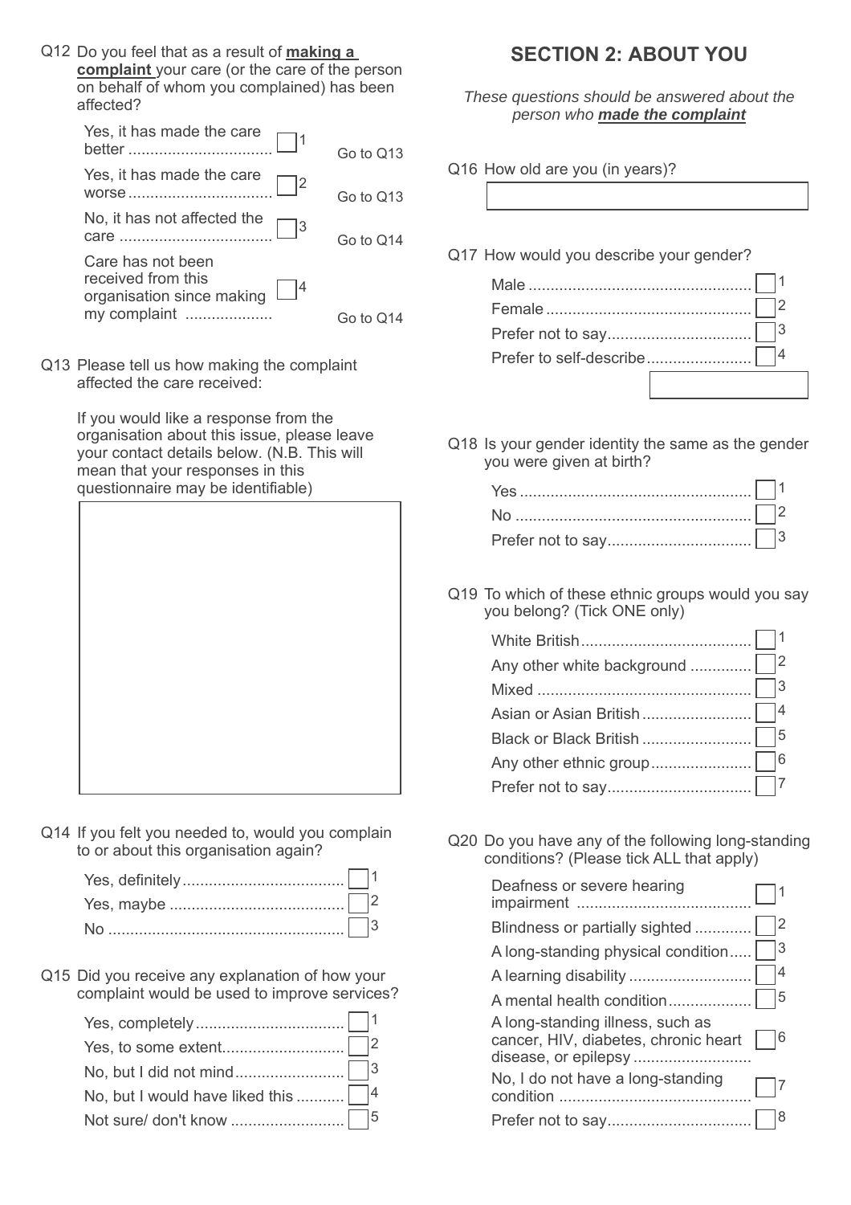Q12 Do you feel that as a result of **making a complaint** your care (or the care of the person on behalf of whom you complained) has been affected?

- Yes, it has made the care better ☐ 1 — Go to Q13
- Yes, it has made the care worse ☐ 2 — Go to Q13
- No, it has not affected the care ☐ 3 — Go to Q14
- Care has not been received from this organisation since making my complaint ☐ 4 — Go to Q14

Q13 Please tell us how making the complaint affected the care received:

If you would like a response from the organisation about this issue, please leave your contact details below. (N.B. This will mean that your responses in this questionnaire may be identifiable)

[ ]

Q14 If you felt you needed to, would you complain to or about this organisation again?

- Yes, definitely ☐ 1
- Yes, maybe ☐ 2
- No ☐ 3

Q15 Did you receive any explanation of how your complaint would be used to improve services?

- Yes, completely ☐ 1
- Yes, to some extent ☐ 2
- No, but I did not mind ☐ 3
- No, but I would have liked this ☐ 4
- Not sure/ don't know ☐ 5

## SECTION 2: ABOUT YOU

*These questions should be answered about the person who **made the complaint***

Q16 How old are you (in years)?

[ ]

Q17 How would you describe your gender?

- Male ☐ 1
- Female ☐ 2
- Prefer not to say ☐ 3
- Prefer to self-describe ☐ 4

[ ]

Q18 Is your gender identity the same as the gender you were given at birth?

- Yes ☐ 1
- No ☐ 2
- Prefer not to say ☐ 3

Q19 To which of these ethnic groups would you say you belong? (Tick ONE only)

- White British ☐ 1
- Any other white background ☐ 2
- Mixed ☐ 3
- Asian or Asian British ☐ 4
- Black or Black British ☐ 5
- Any other ethnic group ☐ 6
- Prefer not to say ☐ 7

Q20 Do you have any of the following long-standing conditions? (Please tick ALL that apply)

- Deafness or severe hearing impairment ☐ 1
- Blindness or partially sighted ☐ 2
- A long-standing physical condition ☐ 3
- A learning disability ☐ 4
- A mental health condition ☐ 5
- A long-standing illness, such as cancer, HIV, diabetes, chronic heart disease, or epilepsy ☐ 6
- No, I do not have a long-standing condition ☐ 7
- Prefer not to say ☐ 8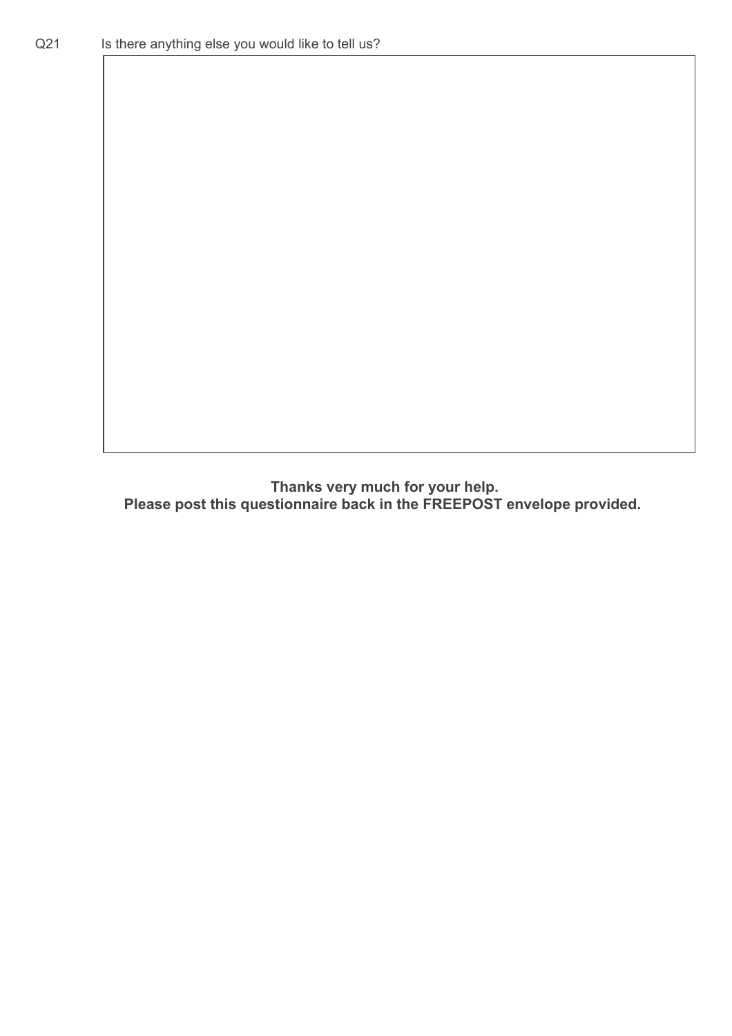Q21 Is there anything else you would like to tell us?

**Thanks very much for your help.**
**Please post this questionnaire back in the FREEPOST envelope provided.**